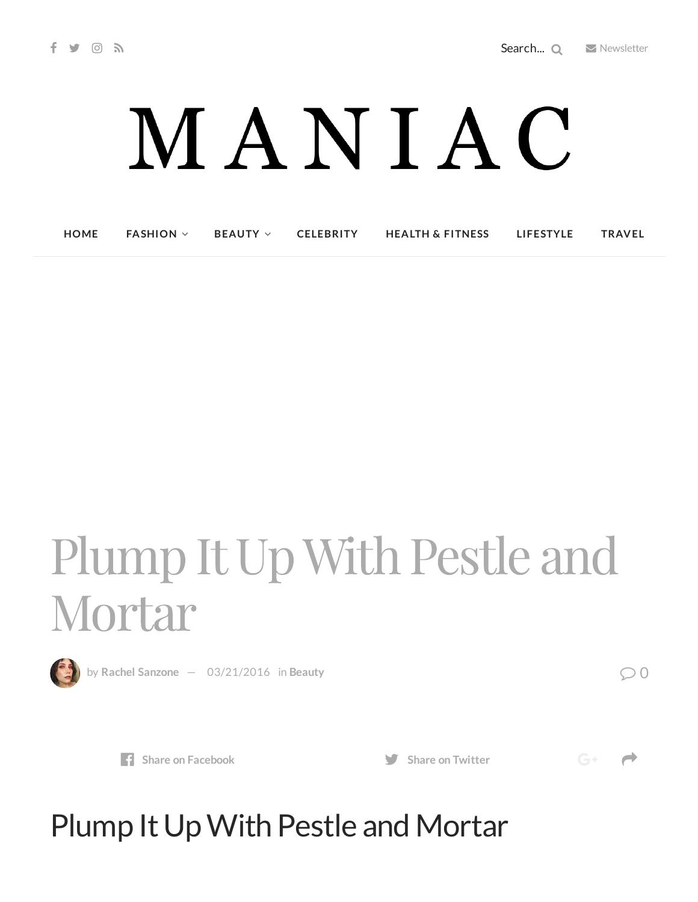Search...    Newsletter

# MANIAC

HOME   FASHION   BEAUTY   CELEBRITY   HEALTH & FITNESS   LIFESTYLE   TRAVEL

# Plump It Up With Pestle and Mortar

by **Rachel Sanzone** — 03/21/2016 in **Beauty**

0

Share on Facebook   Share on Twitter

## Plump It Up With Pestle and Mortar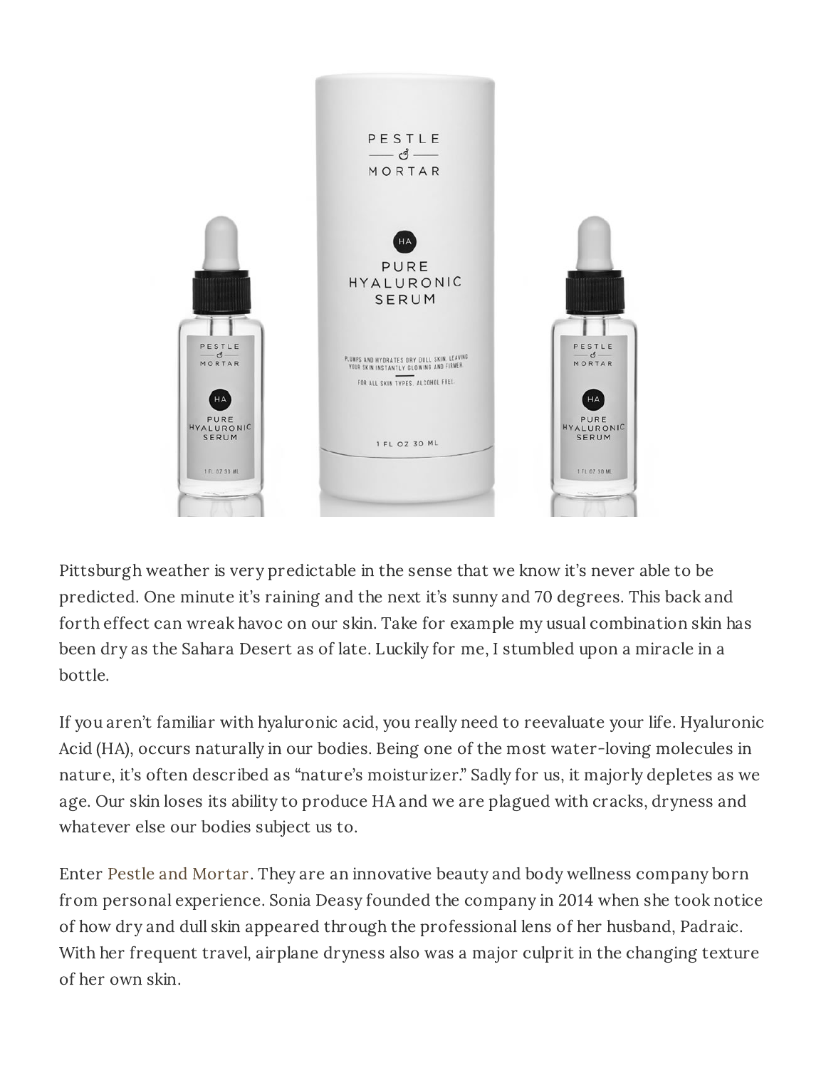Pittsburgh weather is very predictable in the sense that we know it's never able to be predicted. One minute it's raining and the next it's sunny and 70 degrees. This back and forth effect can wreak havoc on our skin. Take for example my usual combination skin has been dry as the Sahara Desert as of late. Luckily for me, I stumbled upon a miracle in a bottle.

If you aren't familiar with hyaluronic acid, you really need to reevaluate your life. Hyaluronic Acid (HA), occurs naturally in our bodies. Being one of the most water-loving molecules in nature, it's often described as "nature's moisturizer." Sadly for us, it majorly depletes as we age. Our skin loses its ability to produce HA and we are plagued with cracks, dryness and whatever else our bodies subject us to.

Enter Pestle and Mortar. They are an innovative beauty and body wellness company born from personal experience. Sonia Deasy founded the company in 2014 when she took notice of how dry and dull skin appeared through the professional lens of her husband, Padraic. With her frequent travel, airplane dryness also was a major culprit in the changing texture of her own skin.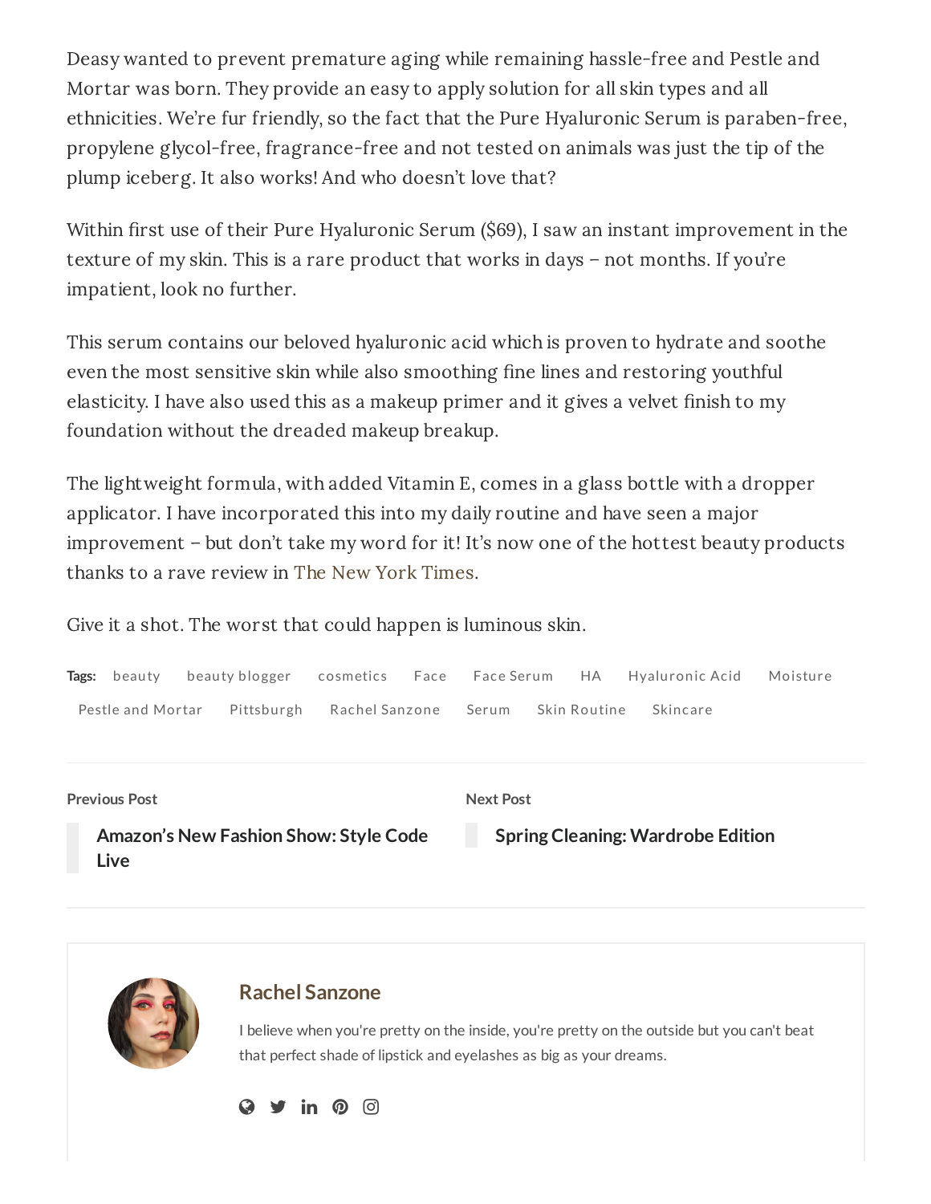Deasy wanted to prevent premature aging while remaining hassle-free and Pestle and Mortar was born. They provide an easy to apply solution for all skin types and all ethnicities. We're fur friendly, so the fact that the Pure Hyaluronic Serum is paraben-free, propylene glycol-free, fragrance-free and not tested on animals was just the tip of the plump iceberg. It also works! And who doesn't love that?

Within first use of their Pure Hyaluronic Serum ($69), I saw an instant improvement in the texture of my skin. This is a rare product that works in days – not months. If you're impatient, look no further.

This serum contains our beloved hyaluronic acid which is proven to hydrate and soothe even the most sensitive skin while also smoothing fine lines and restoring youthful elasticity. I have also used this as a makeup primer and it gives a velvet finish to my foundation without the dreaded makeup breakup.

The lightweight formula, with added Vitamin E, comes in a glass bottle with a dropper applicator. I have incorporated this into my daily routine and have seen a major improvement – but don't take my word for it! It's now one of the hottest beauty products thanks to a rave review in The New York Times.

Give it a shot. The worst that could happen is luminous skin.

**Tags:** beauty   beauty blogger   cosmetics   Face   Face Serum   HA   Hyaluronic Acid   Moisture   Pestle and Mortar   Pittsburgh   Rachel Sanzone   Serum   Skin Routine   Skincare

**Previous Post**

**Amazon's New Fashion Show: Style Code Live**

**Next Post**

**Spring Cleaning: Wardrobe Edition**

**Rachel Sanzone**

I believe when you're pretty on the inside, you're pretty on the outside but you can't beat that perfect shade of lipstick and eyelashes as big as your dreams.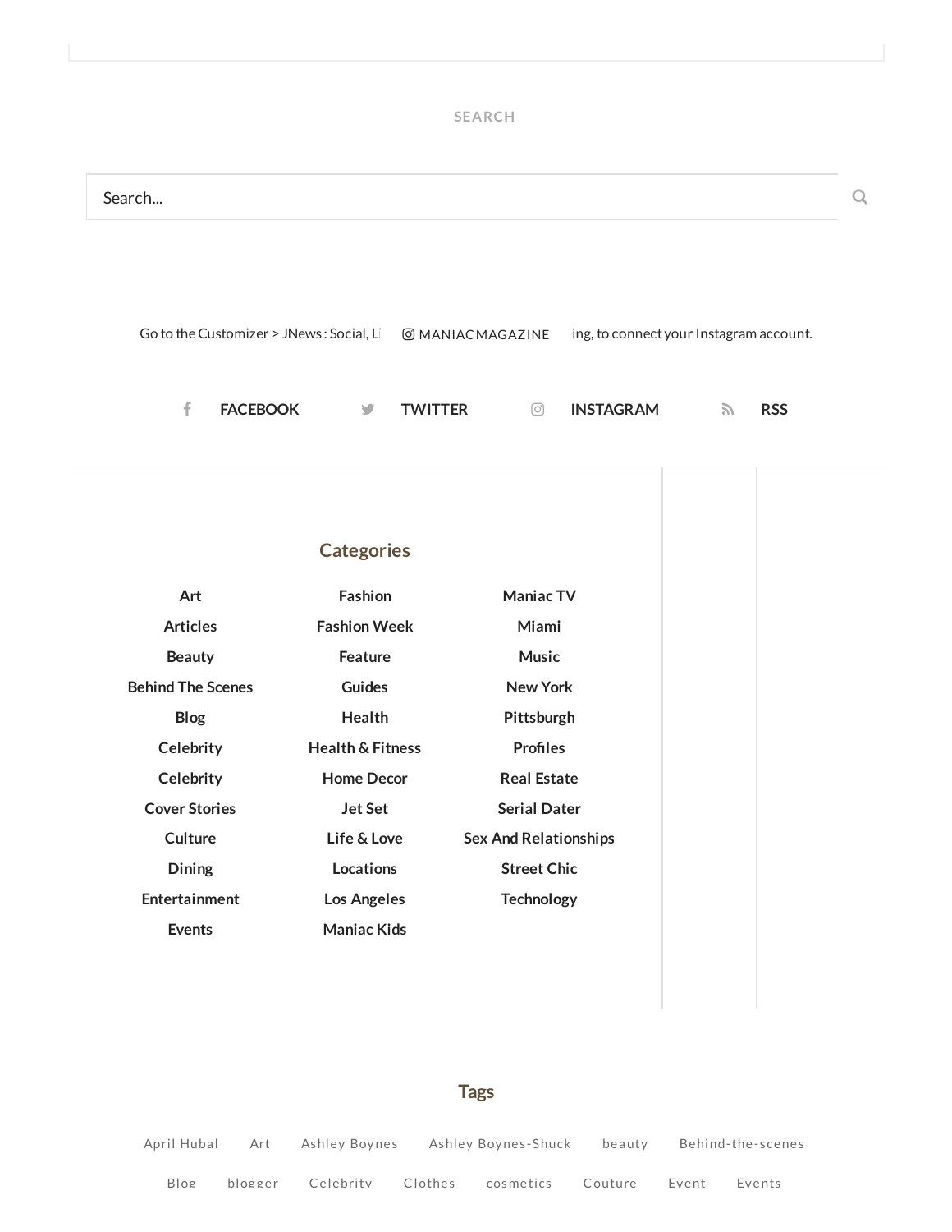SEARCH

Search...

Go to the Customizer > JNews : Social, Li MANIACMAGAZINE ing, to connect your Instagram account.

FACEBOOK TWITTER INSTAGRAM RSS

## Categories

- Art
- Articles
- Beauty
- Behind The Scenes
- Blog
- Celebrity
- Celebrity
- Cover Stories
- Culture
- Dining
- Entertainment
- Events
- Fashion
- Fashion Week
- Feature
- Guides
- Health
- Health & Fitness
- Home Decor
- Jet Set
- Life & Love
- Locations
- Los Angeles
- Maniac Kids
- Maniac TV
- Miami
- Music
- New York
- Pittsburgh
- Profiles
- Real Estate
- Serial Dater
- Sex And Relationships
- Street Chic
- Technology

## Tags

April Hubal Art Ashley Boynes Ashley Boynes-Shuck beauty Behind-the-scenes Blog blogger Celebrity Clothes cosmetics Couture Event Events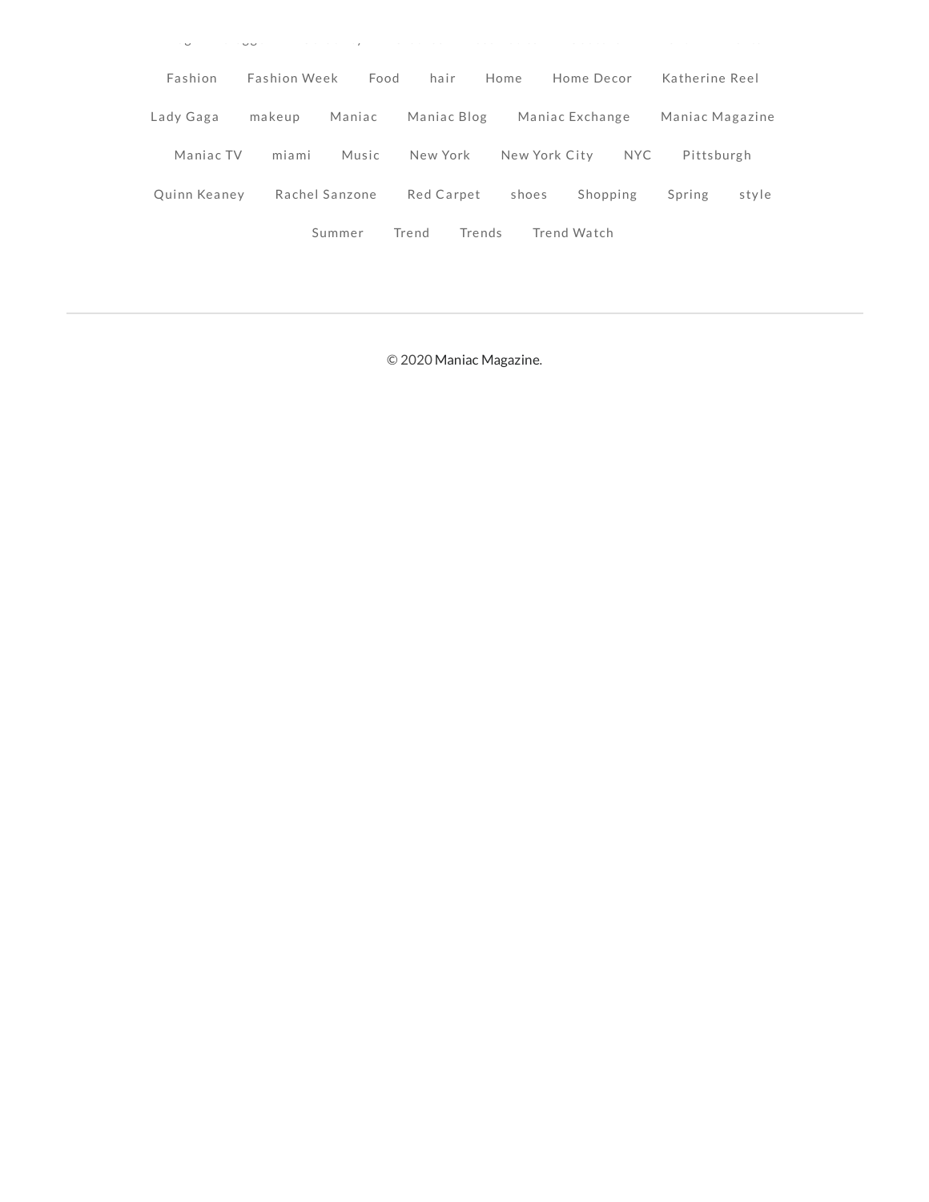Fashion Fashion Week Food hair Home Home Decor Katherine Reel Lady Gaga makeup Maniac Maniac Blog Maniac Exchange Maniac Magazine Maniac TV miami Music New York New York City NYC Pittsburgh Quinn Keaney Rachel Sanzone Red Carpet shoes Shopping Spring style Summer Trend Trends Trend Watch

---

© 2020 Maniac Magazine.